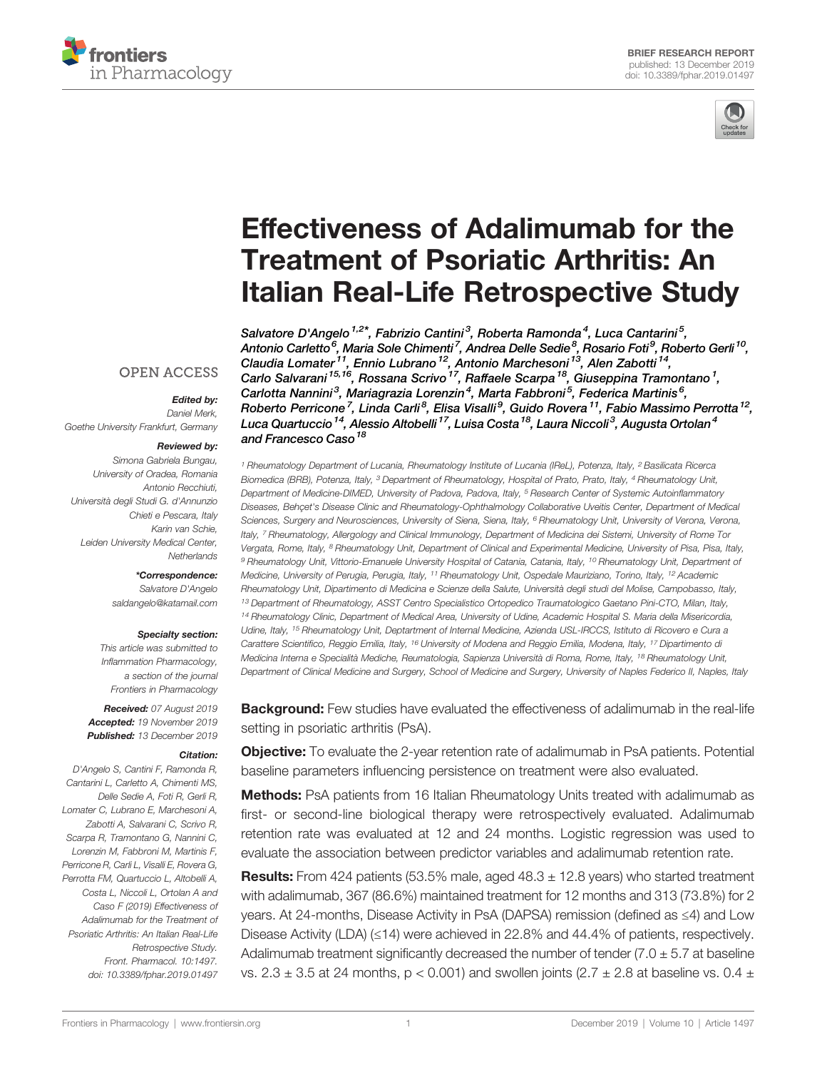BRIEF RESEARCH REPORT
published: 13 December 2019
doi: 10.3389/fphar.2019.01497

# Effectiveness of Adalimumab for the Treatment of Psoriatic Arthritis: An Italian Real-Life Retrospective Study

Salvatore D'Angelo[1,2*], Fabrizio Cantini[3], Roberta Ramonda[4], Luca Cantarini[5], Antonio Carletto[6], Maria Sole Chimenti[7], Andrea Delle Sedie[8], Rosario Foti[9], Roberto Gerli[10], Claudia Lomater[11], Ennio Lubrano[12], Antonio Marchesoni[13], Alen Zabotti[14], Carlo Salvarani[15,16], Rossana Scrivo[17], Raffaele Scarpa[18], Giuseppina Tramontano[1], Carlotta Nannini[3], Mariagrazia Lorenzin[4], Marta Fabbroni[5], Federica Martinis[6], Roberto Perricone[7], Linda Carli[8], Elisa Visalli[9], Guido Rovera[11], Fabio Massimo Perrotta[12], Luca Quartuccio[14], Alessio Altobelli[17], Luisa Costa[18], Laura Niccoli[3], Augusta Ortolan[4] and Francesco Caso[18]

[1] Rheumatology Department of Lucania, Rheumatology Institute of Lucania (IReL), Potenza, Italy, [2] Basilicata Ricerca Biomedica (BRB), Potenza, Italy, [3] Department of Rheumatology, Hospital of Prato, Prato, Italy, [4] Rheumatology Unit, Department of Medicine-DIMED, University of Padova, Padova, Italy, [5] Research Center of Systemic Autoinflammatory Diseases, Behçet's Disease Clinic and Rheumatology-Ophthalmology Collaborative Uveitis Center, Department of Medical Sciences, Surgery and Neurosciences, University of Siena, Siena, Italy, [6] Rheumatology Unit, University of Verona, Verona, Italy, [7] Rheumatology, Allergology and Clinical Immunology, Department of Medicina dei Sistemi, University of Rome Tor Vergata, Rome, Italy, [8] Rheumatology Unit, Department of Clinical and Experimental Medicine, University of Pisa, Pisa, Italy, [9] Rheumatology Unit, Vittorio-Emanuele University Hospital of Catania, Catania, Italy, [10] Rheumatology Unit, Department of Medicine, University of Perugia, Perugia, Italy, [11] Rheumatology Unit, Ospedale Mauriziano, Torino, Italy, [12] Academic Rheumatology Unit, Dipartimento di Medicina e Scienze della Salute, Università degli studi del Molise, Campobasso, Italy, [13] Department of Rheumatology, ASST Centro Specialistico Ortopedico Traumatologico Gaetano Pini-CTO, Milan, Italy, [14] Rheumatology Clinic, Department of Medical Area, University of Udine, Academic Hospital S. Maria della Misericordia, Udine, Italy, [15] Rheumatology Unit, Deptartment of Internal Medicine, Azienda USL-IRCCS, Istituto di Ricovero e Cura a Carattere Scientifico, Reggio Emilia, Italy, [16] University of Modena and Reggio Emilia, Modena, Italy, [17] Dipartimento di Medicina Interna e Specialità Mediche, Reumatologia, Sapienza Università di Roma, Rome, Italy, [18] Rheumatology Unit, Department of Clinical Medicine and Surgery, School of Medicine and Surgery, University of Naples Federico II, Naples, Italy

OPEN ACCESS

*Edited by:*
Daniel Merk,
Goethe University Frankfurt, Germany

*Reviewed by:*
Simona Gabriela Bungau,
University of Oradea, Romania
Antonio Recchiuti,
Università degli Studi G. d'Annunzio Chieti e Pescara, Italy
Karin van Schie,
Leiden University Medical Center, Netherlands

*\*Correspondence:*
Salvatore D'Angelo
saldangelo@katamail.com

*Specialty section:*
This article was submitted to Inflammation Pharmacology, a section of the journal Frontiers in Pharmacology

**Received:** 07 August 2019
**Accepted:** 19 November 2019
**Published:** 13 December 2019

*Citation:*
D'Angelo S, Cantini F, Ramonda R, Cantarini L, Carletto A, Chimenti MS, Delle Sedie A, Foti R, Gerli R, Lomater C, Lubrano E, Marchesoni A, Zabotti A, Salvarani C, Scrivo R, Scarpa R, Tramontano G, Nannini C, Lorenzin M, Fabbroni M, Martinis F, Perricone R, Carli L, Visalli E, Rovera G, Perrotta FM, Quartuccio L, Altobelli A, Costa L, Niccoli L, Ortolan A and Caso F (2019) Effectiveness of Adalimumab for the Treatment of Psoriatic Arthritis: An Italian Real-Life Retrospective Study. Front. Pharmacol. 10:1497. doi: 10.3389/fphar.2019.01497

**Background:** Few studies have evaluated the effectiveness of adalimumab in the real-life setting in psoriatic arthritis (PsA).

**Objective:** To evaluate the 2-year retention rate of adalimumab in PsA patients. Potential baseline parameters influencing persistence on treatment were also evaluated.

**Methods:** PsA patients from 16 Italian Rheumatology Units treated with adalimumab as first- or second-line biological therapy were retrospectively evaluated. Adalimumab retention rate was evaluated at 12 and 24 months. Logistic regression was used to evaluate the association between predictor variables and adalimumab retention rate.

**Results:** From 424 patients (53.5% male, aged 48.3 ± 12.8 years) who started treatment with adalimumab, 367 (86.6%) maintained treatment for 12 months and 313 (73.8%) for 2 years. At 24-months, Disease Activity in PsA (DAPSA) remission (defined as ≤4) and Low Disease Activity (LDA) (≤14) were achieved in 22.8% and 44.4% of patients, respectively. Adalimumab treatment significantly decreased the number of tender (7.0 ± 5.7 at baseline vs. 2.3 ± 3.5 at 24 months, $p < 0.001$) and swollen joints (2.7 ± 2.8 at baseline vs. 0.4 ±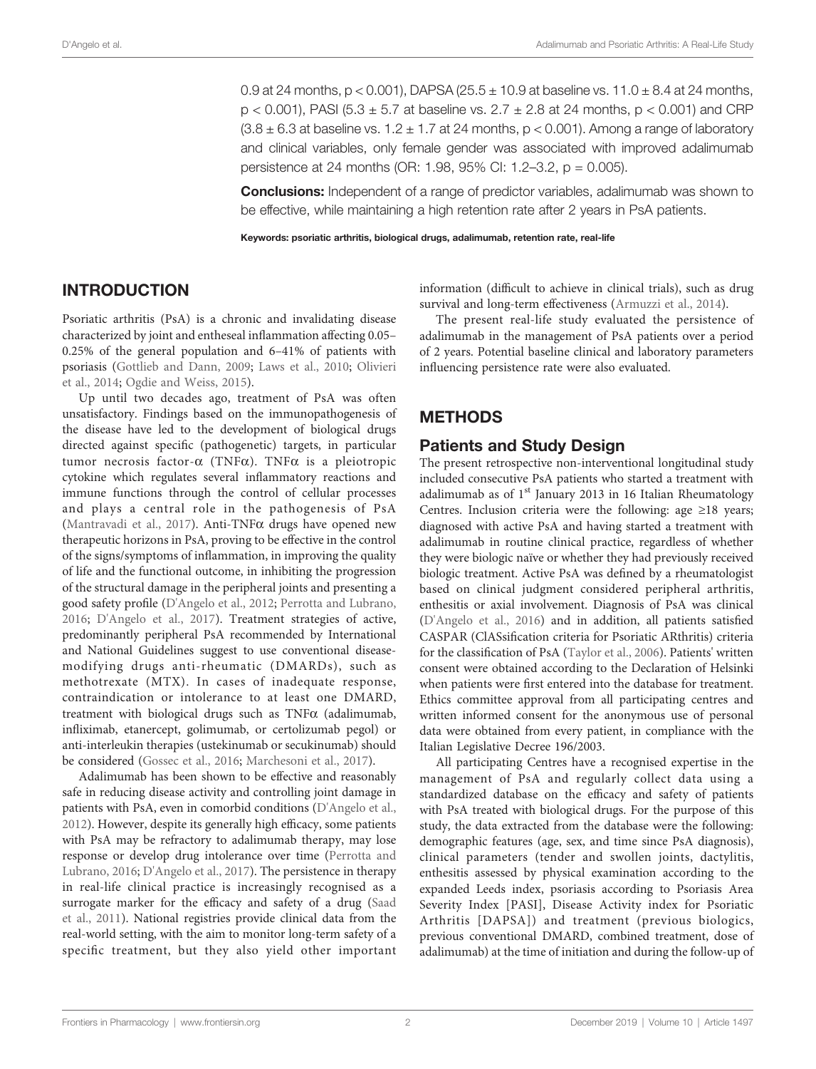0.9 at 24 months, $p < 0.001$), DAPSA ($25.5 \pm 10.9$ at baseline vs. $11.0 \pm 8.4$ at 24 months, $p < 0.001$), PASI ($5.3 \pm 5.7$ at baseline vs. $2.7 \pm 2.8$ at 24 months, $p < 0.001$) and CRP ($3.8 \pm 6.3$ at baseline vs. $1.2 \pm 1.7$ at 24 months, $p < 0.001$). Among a range of laboratory and clinical variables, only female gender was associated with improved adalimumab persistence at 24 months (OR: 1.98, 95% CI: 1.2–3.2, $p = 0.005$).

**Conclusions:** Independent of a range of predictor variables, adalimumab was shown to be effective, while maintaining a high retention rate after 2 years in PsA patients.

**Keywords: psoriatic arthritis, biological drugs, adalimumab, retention rate, real-life**

## INTRODUCTION

Psoriatic arthritis (PsA) is a chronic and invalidating disease characterized by joint and entheseal inflammation affecting 0.05–0.25% of the general population and 6–41% of patients with psoriasis (Gottlieb and Dann, 2009; Laws et al., 2010; Olivieri et al., 2014; Ogdie and Weiss, 2015).

Up until two decades ago, treatment of PsA was often unsatisfactory. Findings based on the immunopathogenesis of the disease have led to the development of biological drugs directed against specific (pathogenetic) targets, in particular tumor necrosis factor-α (TNFα). TNFα is a pleiotropic cytokine which regulates several inflammatory reactions and immune functions through the control of cellular processes and plays a central role in the pathogenesis of PsA (Mantravadi et al., 2017). Anti-TNFα drugs have opened new therapeutic horizons in PsA, proving to be effective in the control of the signs/symptoms of inflammation, in improving the quality of life and the functional outcome, in inhibiting the progression of the structural damage in the peripheral joints and presenting a good safety profile (D'Angelo et al., 2012; Perrotta and Lubrano, 2016; D'Angelo et al., 2017). Treatment strategies of active, predominantly peripheral PsA recommended by International and National Guidelines suggest to use conventional disease-modifying drugs anti-rheumatic (DMARDs), such as methotrexate (MTX). In cases of inadequate response, contraindication or intolerance to at least one DMARD, treatment with biological drugs such as TNFα (adalimumab, infliximab, etanercept, golimumab, or certolizumab pegol) or anti-interleukin therapies (ustekinumab or secukinumab) should be considered (Gossec et al., 2016; Marchesoni et al., 2017).

Adalimumab has been shown to be effective and reasonably safe in reducing disease activity and controlling joint damage in patients with PsA, even in comorbid conditions (D'Angelo et al., 2012). However, despite its generally high efficacy, some patients with PsA may be refractory to adalimumab therapy, may lose response or develop drug intolerance over time (Perrotta and Lubrano, 2016; D'Angelo et al., 2017). The persistence in therapy in real-life clinical practice is increasingly recognised as a surrogate marker for the efficacy and safety of a drug (Saad et al., 2011). National registries provide clinical data from the real-world setting, with the aim to monitor long-term safety of a specific treatment, but they also yield other important information (difficult to achieve in clinical trials), such as drug survival and long-term effectiveness (Armuzzi et al., 2014).

The present real-life study evaluated the persistence of adalimumab in the management of PsA patients over a period of 2 years. Potential baseline clinical and laboratory parameters influencing persistence rate were also evaluated.

## METHODS

### Patients and Study Design

The present retrospective non-interventional longitudinal study included consecutive PsA patients who started a treatment with adalimumab as of 1st January 2013 in 16 Italian Rheumatology Centres. Inclusion criteria were the following: age ≥18 years; diagnosed with active PsA and having started a treatment with adalimumab in routine clinical practice, regardless of whether they were biologic naïve or whether they had previously received biologic treatment. Active PsA was defined by a rheumatologist based on clinical judgment considered peripheral arthritis, enthesitis or axial involvement. Diagnosis of PsA was clinical (D'Angelo et al., 2016) and in addition, all patients satisfied CASPAR (ClASsification criteria for Psoriatic ARthritis) criteria for the classification of PsA (Taylor et al., 2006). Patients' written consent were obtained according to the Declaration of Helsinki when patients were first entered into the database for treatment. Ethics committee approval from all participating centres and written informed consent for the anonymous use of personal data were obtained from every patient, in compliance with the Italian Legislative Decree 196/2003.

All participating Centres have a recognised expertise in the management of PsA and regularly collect data using a standardized database on the efficacy and safety of patients with PsA treated with biological drugs. For the purpose of this study, the data extracted from the database were the following: demographic features (age, sex, and time since PsA diagnosis), clinical parameters (tender and swollen joints, dactylitis, enthesitis assessed by physical examination according to the expanded Leeds index, psoriasis according to Psoriasis Area Severity Index [PASI], Disease Activity index for Psoriatic Arthritis [DAPSA]) and treatment (previous biologics, previous conventional DMARD, combined treatment, dose of adalimumab) at the time of initiation and during the follow-up of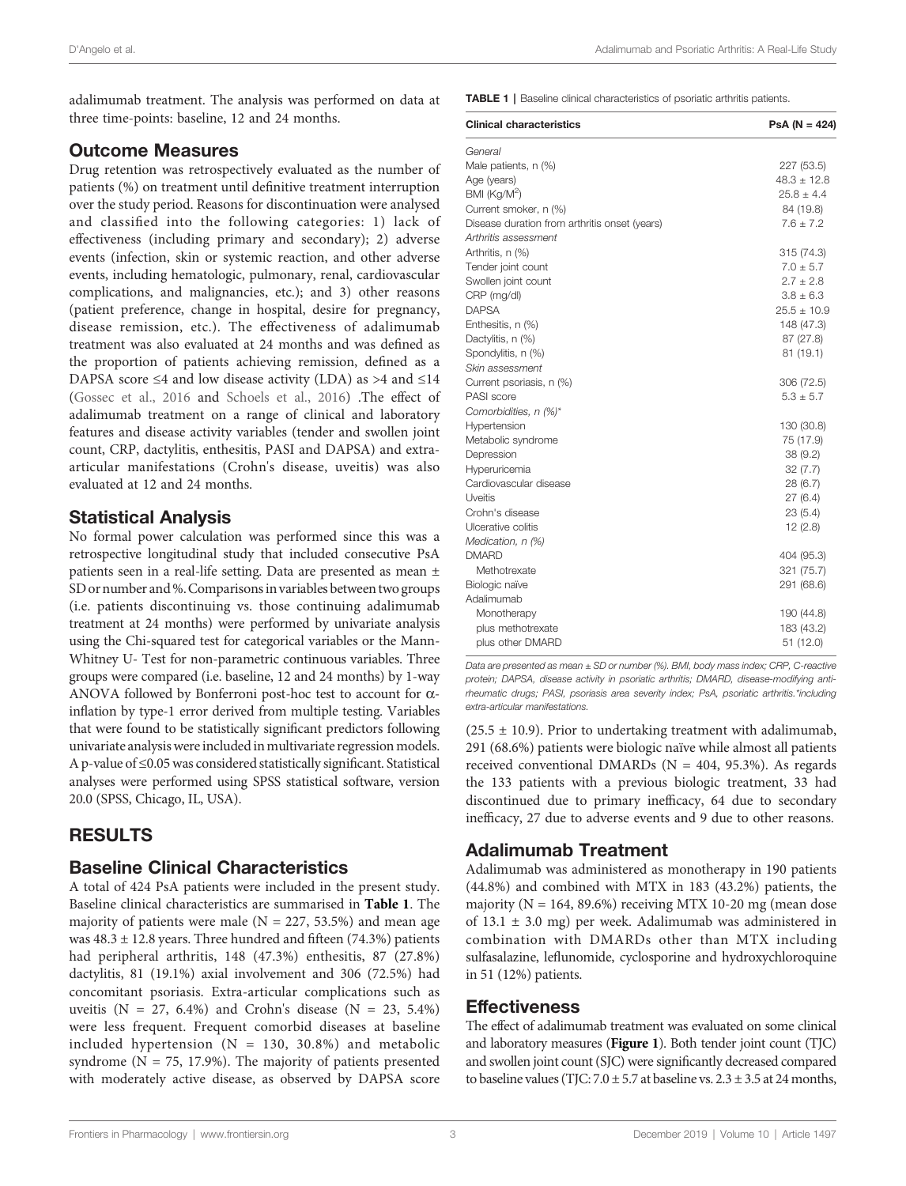adalimumab treatment. The analysis was performed on data at three time-points: baseline, 12 and 24 months.

## Outcome Measures

Drug retention was retrospectively evaluated as the number of patients (%) on treatment until definitive treatment interruption over the study period. Reasons for discontinuation were analysed and classified into the following categories: 1) lack of effectiveness (including primary and secondary); 2) adverse events (infection, skin or systemic reaction, and other adverse events, including hematologic, pulmonary, renal, cardiovascular complications, and malignancies, etc.); and 3) other reasons (patient preference, change in hospital, desire for pregnancy, disease remission, etc.). The effectiveness of adalimumab treatment was also evaluated at 24 months and was defined as the proportion of patients achieving remission, defined as a DAPSA score ≤4 and low disease activity (LDA) as >4 and ≤14 (Gossec et al., 2016 and Schoels et al., 2016) .The effect of adalimumab treatment on a range of clinical and laboratory features and disease activity variables (tender and swollen joint count, CRP, dactylitis, enthesitis, PASI and DAPSA) and extra-articular manifestations (Crohn's disease, uveitis) was also evaluated at 12 and 24 months.

## Statistical Analysis

No formal power calculation was performed since this was a retrospective longitudinal study that included consecutive PsA patients seen in a real-life setting. Data are presented as mean ± SD or number and %. Comparisons in variables between two groups (i.e. patients discontinuing vs. those continuing adalimumab treatment at 24 months) were performed by univariate analysis using the Chi-squared test for categorical variables or the Mann-Whitney U- Test for non-parametric continuous variables. Three groups were compared (i.e. baseline, 12 and 24 months) by 1-way ANOVA followed by Bonferroni post-hoc test to account for α-inflation by type-1 error derived from multiple testing. Variables that were found to be statistically significant predictors following univariate analysis were included in multivariate regression models. A p-value of ≤0.05 was considered statistically significant. Statistical analyses were performed using SPSS statistical software, version 20.0 (SPSS, Chicago, IL, USA).

# RESULTS

## Baseline Clinical Characteristics

A total of 424 PsA patients were included in the present study. Baseline clinical characteristics are summarised in **Table 1**. The majority of patients were male (N = 227, 53.5%) and mean age was 48.3 ± 12.8 years. Three hundred and fifteen (74.3%) patients had peripheral arthritis, 148 (47.3%) enthesitis, 87 (27.8%) dactylitis, 81 (19.1%) axial involvement and 306 (72.5%) had concomitant psoriasis. Extra-articular complications such as uveitis (N = 27, 6.4%) and Crohn's disease (N = 23, 5.4%) were less frequent. Frequent comorbid diseases at baseline included hypertension (N = 130, 30.8%) and metabolic syndrome (N = 75, 17.9%). The majority of patients presented with moderately active disease, as observed by DAPSA score (25.5 ± 10.9). Prior to undertaking treatment with adalimumab, 291 (68.6%) patients were biologic naïve while almost all patients received conventional DMARDs (N = 404, 95.3%). As regards the 133 patients with a previous biologic treatment, 33 had discontinued due to primary inefficacy, 64 due to secondary inefficacy, 27 due to adverse events and 9 due to other reasons.

**TABLE 1** | Baseline clinical characteristics of psoriatic arthritis patients.

| Clinical characteristics | PsA (N = 424) |
|---|---|
| *General* | |
| Male patients, n (%) | 227 (53.5) |
| Age (years) | 48.3 ± 12.8 |
| BMI (Kg/M$^2$) | 25.8 ± 4.4 |
| Current smoker, n (%) | 84 (19.8) |
| Disease duration from arthritis onset (years) | 7.6 ± 7.2 |
| *Arthritis assessment* | |
| Arthritis, n (%) | 315 (74.3) |
| Tender joint count | 7.0 ± 5.7 |
| Swollen joint count | 2.7 ± 2.8 |
| CRP (mg/dl) | 3.8 ± 6.3 |
| DAPSA | 25.5 ± 10.9 |
| Enthesitis, n (%) | 148 (47.3) |
| Dactylitis, n (%) | 87 (27.8) |
| Spondylitis, n (%) | 81 (19.1) |
| *Skin assessment* | |
| Current psoriasis, n (%) | 306 (72.5) |
| PASI score | 5.3 ± 5.7 |
| *Comorbidities, n (%)** | |
| Hypertension | 130 (30.8) |
| Metabolic syndrome | 75 (17.9) |
| Depression | 38 (9.2) |
| Hyperuricemia | 32 (7.7) |
| Cardiovascular disease | 28 (6.7) |
| Uveitis | 27 (6.4) |
| Crohn's disease | 23 (5.4) |
| Ulcerative colitis | 12 (2.8) |
| *Medication, n (%)* | |
| DMARD | 404 (95.3) |
| Methotrexate | 321 (75.7) |
| Biologic naïve | 291 (68.6) |
| Adalimumab | |
| Monotherapy | 190 (44.8) |
| plus methotrexate | 183 (43.2) |
| plus other DMARD | 51 (12.0) |

*Data are presented as mean ± SD or number (%). BMI, body mass index; CRP, C-reactive protein; DAPSA, disease activity in psoriatic arthritis; DMARD, disease-modifying anti-rheumatic drugs; PASI, psoriasis area severity index; PsA, psoriatic arthritis.*including extra-articular manifestations.*

## Adalimumab Treatment

Adalimumab was administered as monotherapy in 190 patients (44.8%) and combined with MTX in 183 (43.2%) patients, the majority (N = 164, 89.6%) receiving MTX 10-20 mg (mean dose of 13.1 ± 3.0 mg) per week. Adalimumab was administered in combination with DMARDs other than MTX including sulfasalazine, leflunomide, cyclosporine and hydroxychloroquine in 51 (12%) patients.

## Effectiveness

The effect of adalimumab treatment was evaluated on some clinical and laboratory measures (**Figure 1**). Both tender joint count (TJC) and swollen joint count (SJC) were significantly decreased compared to baseline values (TJC: 7.0 ± 5.7 at baseline vs. 2.3 ± 3.5 at 24 months,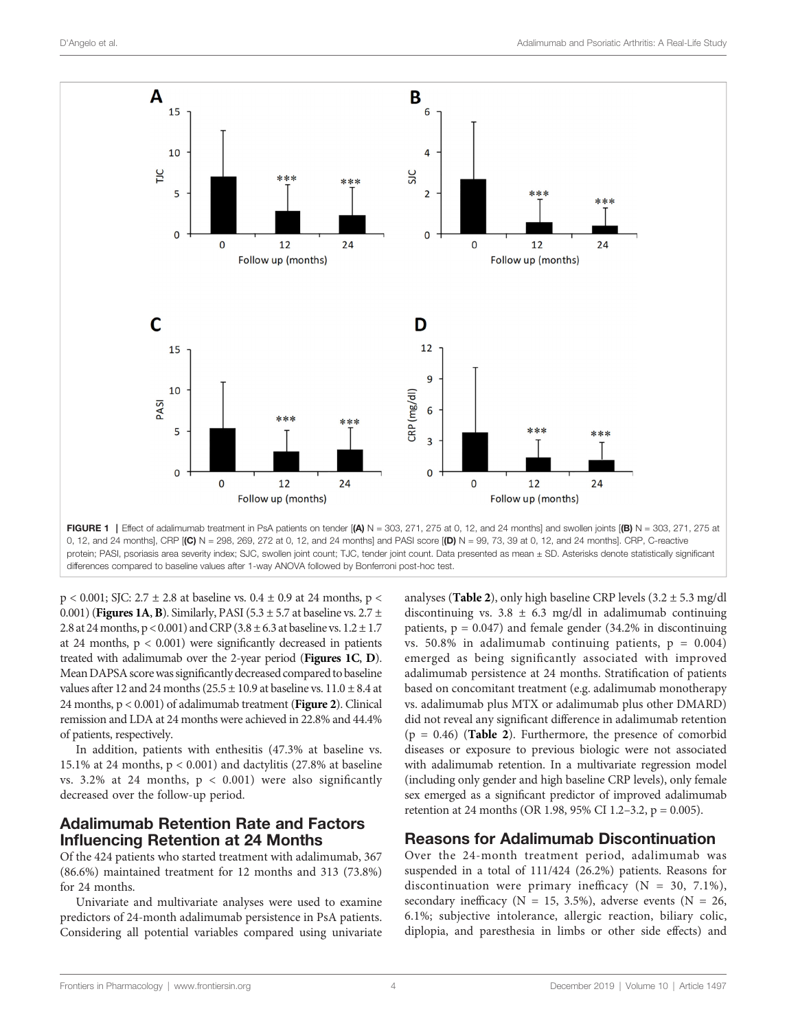FIGURE 1 | Effect of adalimumab treatment in PsA patients on tender [**(A)** N = 303, 271, 275 at 0, 12, and 24 months] and swollen joints [**(B)** N = 303, 271, 275 at 0, 12, and 24 months], CRP [**(C)** N = 298, 269, 272 at 0, 12, and 24 months] and PASI score [**(D)** N = 99, 73, 39 at 0, 12, and 24 months]. CRP, C-reactive protein; PASI, psoriasis area severity index; SJC, swollen joint count; TJC, tender joint count. Data presented as mean ± SD. Asterisks denote statistically significant differences compared to baseline values after 1-way ANOVA followed by Bonferroni post-hoc test.

$p < 0.001$; SJC: 2.7 ± 2.8 at baseline vs. 0.4 ± 0.9 at 24 months, $p < 0.001$) (**Figures 1A**, **B**). Similarly, PASI (5.3 ± 5.7 at baseline vs. 2.7 ± 2.8 at 24 months, $p < 0.001$) and CRP (3.8 ± 6.3 at baseline vs. 1.2 ± 1.7 at 24 months, $p < 0.001$) were significantly decreased in patients treated with adalimumab over the 2-year period (**Figures 1C**, **D**). Mean DAPSA score was significantly decreased compared to baseline values after 12 and 24 months (25.5 ± 10.9 at baseline vs. 11.0 ± 8.4 at 24 months, $p < 0.001$) of adalimumab treatment (**Figure 2**). Clinical remission and LDA at 24 months were achieved in 22.8% and 44.4% of patients, respectively.

In addition, patients with enthesitis (47.3% at baseline vs. 15.1% at 24 months, $p < 0.001$) and dactylitis (27.8% at baseline vs. 3.2% at 24 months, $p < 0.001$) were also significantly decreased over the follow-up period.

## Adalimumab Retention Rate and Factors Influencing Retention at 24 Months

Of the 424 patients who started treatment with adalimumab, 367 (86.6%) maintained treatment for 12 months and 313 (73.8%) for 24 months.

Univariate and multivariate analyses were used to examine predictors of 24-month adalimumab persistence in PsA patients. Considering all potential variables compared using univariate analyses (**Table 2**), only high baseline CRP levels (3.2 ± 5.3 mg/dl discontinuing vs. 3.8 ± 6.3 mg/dl in adalimumab continuing patients, $p = 0.047$) and female gender (34.2% in discontinuing vs. 50.8% in adalimumab continuing patients, $p = 0.004$) emerged as being significantly associated with improved adalimumab persistence at 24 months. Stratification of patients based on concomitant treatment (e.g. adalimumab monotherapy vs. adalimumab plus MTX or adalimumab plus other DMARD) did not reveal any significant difference in adalimumab retention ($p = 0.46$) (**Table 2**). Furthermore, the presence of comorbid diseases or exposure to previous biologic were not associated with adalimumab retention. In a multivariate regression model (including only gender and high baseline CRP levels), only female sex emerged as a significant predictor of improved adalimumab retention at 24 months (OR 1.98, 95% CI 1.2–3.2, $p = 0.005$).

## Reasons for Adalimumab Discontinuation

Over the 24-month treatment period, adalimumab was suspended in a total of 111/424 (26.2%) patients. Reasons for discontinuation were primary inefficacy (N = 30, 7.1%), secondary inefficacy (N = 15, 3.5%), adverse events (N = 26, 6.1%; subjective intolerance, allergic reaction, biliary colic, diplopia, and paresthesia in limbs or other side effects) and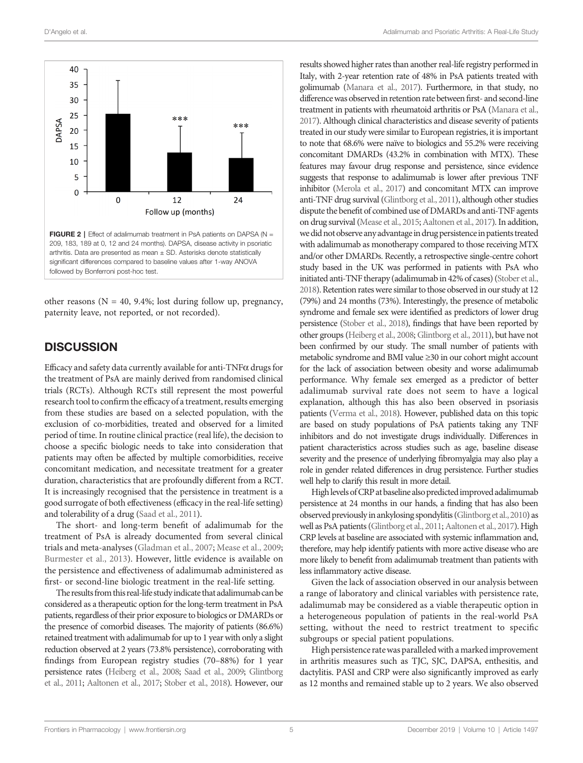FIGURE 2 | Effect of adalimumab treatment in PsA patients on DAPSA (N = 209, 183, 189 at 0, 12 and 24 months). DAPSA, disease activity in psoriatic arthritis. Data are presented as mean ± SD. Asterisks denote statistically significant differences compared to baseline values after 1-way ANOVA followed by Bonferroni post-hoc test.

other reasons (N = 40, 9.4%; lost during follow up, pregnancy, paternity leave, not reported, or not recorded).

## DISCUSSION

Efficacy and safety data currently available for anti-TNFα drugs for the treatment of PsA are mainly derived from randomised clinical trials (RCTs). Although RCTs still represent the most powerful research tool to confirm the efficacy of a treatment, results emerging from these studies are based on a selected population, with the exclusion of co-morbidities, treated and observed for a limited period of time. In routine clinical practice (real life), the decision to choose a specific biologic needs to take into consideration that patients may often be affected by multiple comorbidities, receive concomitant medication, and necessitate treatment for a greater duration, characteristics that are profoundly different from a RCT. It is increasingly recognised that the persistence in treatment is a good surrogate of both effectiveness (efficacy in the real-life setting) and tolerability of a drug (Saad et al., 2011).

The short- and long-term benefit of adalimumab for the treatment of PsA is already documented from several clinical trials and meta-analyses (Gladman et al., 2007; Mease et al., 2009; Burmester et al., 2013). However, little evidence is available on the persistence and effectiveness of adalimumab administered as first- or second-line biologic treatment in the real-life setting.

The results from this real-life study indicate that adalimumab can be considered as a therapeutic option for the long-term treatment in PsA patients, regardless of their prior exposure to biologics or DMARDs or the presence of comorbid diseases. The majority of patients (86.6%) retained treatment with adalimumab for up to 1 year with only a slight reduction observed at 2 years (73.8% persistence), corroborating with findings from European registry studies (70–88%) for 1 year persistence rates (Heiberg et al., 2008; Saad et al., 2009; Glintborg et al., 2011; Aaltonen et al., 2017; Stober et al., 2018). However, our results showed higher rates than another real-life registry performed in Italy, with 2-year retention rate of 48% in PsA patients treated with golimumab (Manara et al., 2017). Furthermore, in that study, no difference was observed in retention rate between first- and second-line treatment in patients with rheumatoid arthritis or PsA (Manara et al., 2017). Although clinical characteristics and disease severity of patients treated in our study were similar to European registries, it is important to note that 68.6% were naïve to biologics and 55.2% were receiving concomitant DMARDs (43.2% in combination with MTX). These features may favour drug response and persistence, since evidence suggests that response to adalimumab is lower after previous TNF inhibitor (Merola et al., 2017) and concomitant MTX can improve anti-TNF drug survival (Glintborg et al., 2011), although other studies dispute the benefit of combined use of DMARDs and anti-TNF agents on drug survival (Mease et al., 2015; Aaltonen et al., 2017). In addition, we did not observe any advantage in drug persistence in patients treated with adalimumab as monotherapy compared to those receiving MTX and/or other DMARDs. Recently, a retrospective single-centre cohort study based in the UK was performed in patients with PsA who initiated anti-TNF therapy (adalimumab in 42% of cases) (Stober et al., 2018). Retention rates were similar to those observed in our study at 12 (79%) and 24 months (73%). Interestingly, the presence of metabolic syndrome and female sex were identified as predictors of lower drug persistence (Stober et al., 2018), findings that have been reported by other groups (Heiberg et al., 2008; Glintborg et al., 2011), but have not been confirmed by our study. The small number of patients with metabolic syndrome and BMI value ≥30 in our cohort might account for the lack of association between obesity and worse adalimumab performance. Why female sex emerged as a predictor of better adalimumab survival rate does not seem to have a logical explanation, although this has also been observed in psoriasis patients (Verma et al., 2018). However, published data on this topic are based on study populations of PsA patients taking any TNF inhibitors and do not investigate drugs individually. Differences in patient characteristics across studies such as age, baseline disease severity and the presence of underlying fibromyalgia may also play a role in gender related differences in drug persistence. Further studies well help to clarify this result in more detail.

High levels of CRP at baseline also predicted improved adalimumab persistence at 24 months in our hands, a finding that has also been observed previously in ankylosing spondylitis (Glintborg et al., 2010) as well as PsA patients (Glintborg et al., 2011; Aaltonen et al., 2017). High CRP levels at baseline are associated with systemic inflammation and, therefore, may help identify patients with more active disease who are more likely to benefit from adalimumab treatment than patients with less inflammatory active disease.

Given the lack of association observed in our analysis between a range of laboratory and clinical variables with persistence rate, adalimumab may be considered as a viable therapeutic option in a heterogeneous population of patients in the real-world PsA setting, without the need to restrict treatment to specific subgroups or special patient populations.

High persistence rate was paralleled with a marked improvement in arthritis measures such as TJC, SJC, DAPSA, enthesitis, and dactylitis. PASI and CRP were also significantly improved as early as 12 months and remained stable up to 2 years. We also observed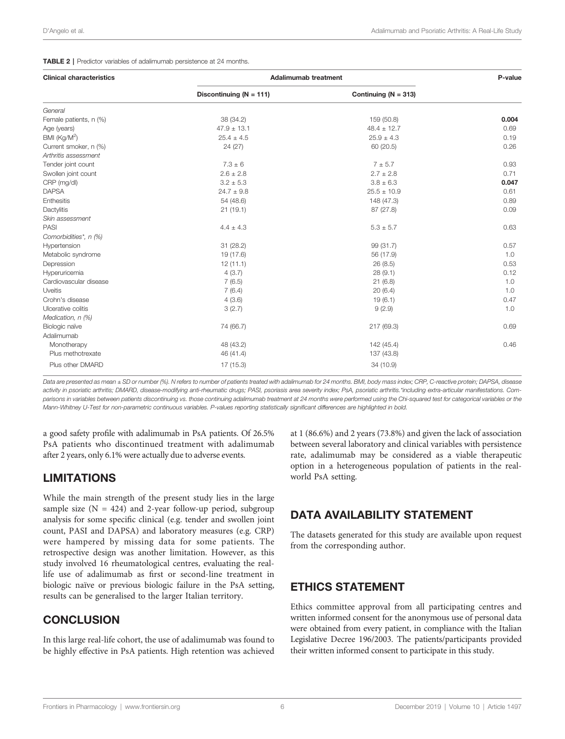**TABLE 2** | Predictor variables of adalimumab persistence at 24 months.

| Clinical characteristics | Adalimumab treatment | | P-value |
|---|---|---|---|
| | Discontinuing (N = 111) | Continuing (N = 313) | |
| *General* | | | |
| Female patients, n (%) | 38 (34.2) | 159 (50.8) | **0.004** |
| Age (years) | 47.9 ± 13.1 | 48.4 ± 12.7 | 0.69 |
| BMI (Kg/M$^2$) | 25.4 ± 4.5 | 25.9 ± 4.3 | 0.19 |
| Current smoker, n (%) | 24 (27) | 60 (20.5) | 0.26 |
| *Arthritis assessment* | | | |
| Tender joint count | 7.3 ± 6 | 7 ± 5.7 | 0.93 |
| Swollen joint count | 2.6 ± 2.8 | 2.7 ± 2.8 | 0.71 |
| CRP (mg/dl) | 3.2 ± 5.3 | 3.8 ± 6.3 | **0.047** |
| DAPSA | 24.7 ± 9.8 | 25.5 ± 10.9 | 0.61 |
| Enthesitis | 54 (48.6) | 148 (47.3) | 0.89 |
| Dactylitis | 21 (19.1) | 87 (27.8) | 0.09 |
| *Skin assessment* | | | |
| PASI | 4.4 ± 4.3 | 5.3 ± 5.7 | 0.63 |
| *Comorbidities*, n (%)* | | | |
| Hypertension | 31 (28.2) | 99 (31.7) | 0.57 |
| Metabolic syndrome | 19 (17.6) | 56 (17.9) | 1.0 |
| Depression | 12 (11.1) | 26 (8.5) | 0.53 |
| Hyperuricemia | 4 (3.7) | 28 (9.1) | 0.12 |
| Cardiovascular disease | 7 (6.5) | 21 (6.8) | 1.0 |
| Uveitis | 7 (6.4) | 20 (6.4) | 1.0 |
| Crohn's disease | 4 (3.6) | 19 (6.1) | 0.47 |
| Ulcerative colitis | 3 (2.7) | 9 (2.9) | 1.0 |
| *Medication, n (%)* | | | |
| Biologic naïve | 74 (66.7) | 217 (69.3) | 0.69 |
| Adalimumab | | | |
| Monotherapy | 48 (43.2) | 142 (45.4) | 0.46 |
| Plus methotrexate | 46 (41.4) | 137 (43.8) | |
| Plus other DMARD | 17 (15.3) | 34 (10.9) | |

*Data are presented as mean ± SD or number (%). N refers to number of patients treated with adalimumab for 24 months. BMI, body mass index; CRP, C-reactive protein; DAPSA, disease activity in psoriatic arthritis; DMARD, disease-modifying anti-rheumatic drugs; PASI, psoriasis area severity index; PsA, psoriatic arthritis.*including extra-articular manifestations. Comparisons in variables between patients discontinuing vs. those continuing adalimumab treatment at 24 months were performed using the Chi-squared test for categorical variables or the Mann-Whitney U-Test for non-parametric continuous variables. P-values reporting statistically significant differences are highlighted in bold.*

a good safety profile with adalimumab in PsA patients. Of 26.5% PsA patients who discontinued treatment with adalimumab after 2 years, only 6.1% were actually due to adverse events.

## LIMITATIONS

While the main strength of the present study lies in the large sample size (N = 424) and 2-year follow-up period, subgroup analysis for some specific clinical (e.g. tender and swollen joint count, PASI and DAPSA) and laboratory measures (e.g. CRP) were hampered by missing data for some patients. The retrospective design was another limitation. However, as this study involved 16 rheumatological centres, evaluating the real-life use of adalimumab as first or second-line treatment in biologic naïve or previous biologic failure in the PsA setting, results can be generalised to the larger Italian territory.

## CONCLUSION

In this large real-life cohort, the use of adalimumab was found to be highly effective in PsA patients. High retention was achieved at 1 (86.6%) and 2 years (73.8%) and given the lack of association between several laboratory and clinical variables with persistence rate, adalimumab may be considered as a viable therapeutic option in a heterogeneous population of patients in the real-world PsA setting.

## DATA AVAILABILITY STATEMENT

The datasets generated for this study are available upon request from the corresponding author.

## ETHICS STATEMENT

Ethics committee approval from all participating centres and written informed consent for the anonymous use of personal data were obtained from every patient, in compliance with the Italian Legislative Decree 196/2003. The patients/participants provided their written informed consent to participate in this study.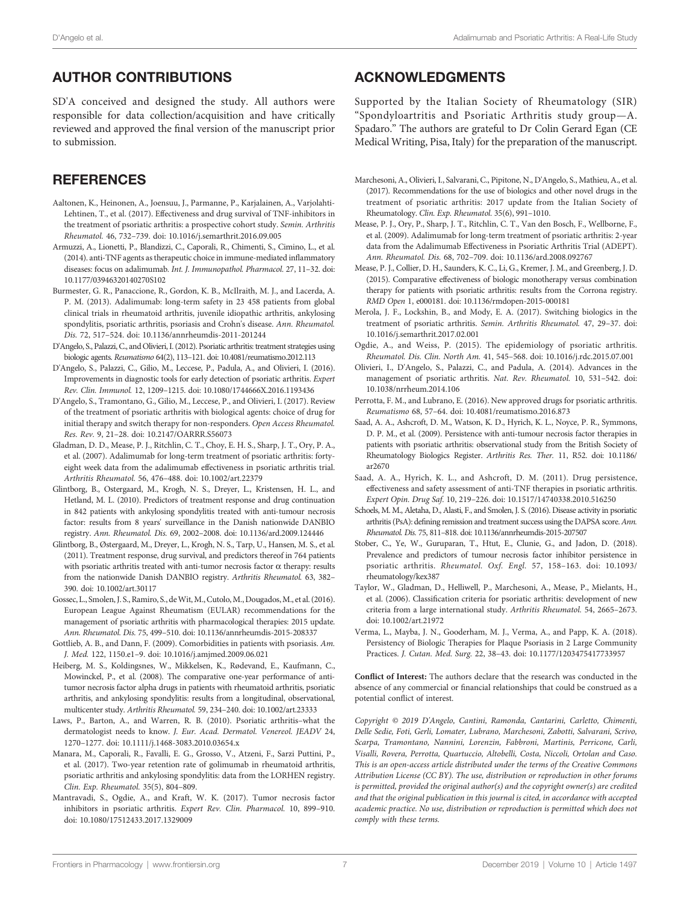## AUTHOR CONTRIBUTIONS

SD'A conceived and designed the study. All authors were responsible for data collection/acquisition and have critically reviewed and approved the final version of the manuscript prior to submission.

## ACKNOWLEDGMENTS

Supported by the Italian Society of Rheumatology (SIR) "Spondyloartritis and Psoriatic Arthritis study group—A. Spadaro." The authors are grateful to Dr Colin Gerard Egan (CE Medical Writing, Pisa, Italy) for the preparation of the manuscript.

## REFERENCES

Aaltonen, K., Heinonen, A., Joensuu, J., Parmanne, P., Karjalainen, A., Varjolahti-Lehtinen, T., et al. (2017). Effectiveness and drug survival of TNF-inhibitors in the treatment of psoriatic arthritis: a prospective cohort study. *Semin. Arthritis Rheumatol.* 46, 732–739. doi: 10.1016/j.semarthrit.2016.09.005

Armuzzi, A., Lionetti, P., Blandizzi, C., Caporali, R., Chimenti, S., Cimino, L., et al. (2014). anti-TNF agents as therapeutic choice in immune-mediated inflammatory diseases: focus on adalimumab. *Int. J. Immunopathol. Pharmacol.* 27, 11–32. doi: 10.1177/03946320140270S102

Burmester, G. R., Panaccione, R., Gordon, K. B., McIlraith, M. J., and Lacerda, A. P. M. (2013). Adalimumab: long-term safety in 23 458 patients from global clinical trials in rheumatoid arthritis, juvenile idiopathic arthritis, ankylosing spondylitis, psoriatic arthritis, psoriasis and Crohn's disease. *Ann. Rheumatol. Dis.* 72, 517–524. doi: 10.1136/annrheumdis-2011-201244

D'Angelo, S., Palazzi, C., and Olivieri, I. (2012). Psoriatic arthritis: treatment strategies using biologic agents. *Reumatismo* 64(2), 113–121. doi: 10.4081/reumatismo.2012.113

D'Angelo, S., Palazzi, C., Gilio, M., Leccese, P., Padula, A., and Olivieri, I. (2016). Improvements in diagnostic tools for early detection of psoriatic arthritis. *Expert Rev. Clin. Immunol.* 12, 1209–1215. doi: 10.1080/1744666X.2016.1193436

D'Angelo, S., Tramontano, G., Gilio, M., Leccese, P., and Olivieri, I. (2017). Review of the treatment of psoriatic arthritis with biological agents: choice of drug for initial therapy and switch therapy for non-responders. *Open Access Rheumatol. Res. Rev.* 9, 21–28. doi: 10.2147/OARRR.S56073

Gladman, D. D., Mease, P. J., Ritchlin, C. T., Choy, E. H. S., Sharp, J. T., Ory, P. A., et al. (2007). Adalimumab for long-term treatment of psoriatic arthritis: forty-eight week data from the adalimumab effectiveness in psoriatic arthritis trial. *Arthritis Rheumatol.* 56, 476–488. doi: 10.1002/art.22379

Glintborg, B., Ostergaard, M., Krogh, N. S., Dreyer, L., Kristensen, H. L., and Hetland, M. L. (2010). Predictors of treatment response and drug continuation in 842 patients with ankylosing spondylitis treated with anti-tumour necrosis factor: results from 8 years' surveillance in the Danish nationwide DANBIO registry. *Ann. Rheumatol. Dis.* 69, 2002–2008. doi: 10.1136/ard.2009.124446

Glintborg, B., Østergaard, M., Dreyer, L., Krogh, N. S., Tarp, U., Hansen, M. S., et al. (2011). Treatment response, drug survival, and predictors thereof in 764 patients with psoriatic arthritis treated with anti-tumor necrosis factor α therapy: results from the nationwide Danish DANBIO registry. *Arthritis Rheumatol.* 63, 382–390. doi: 10.1002/art.30117

Gossec, L., Smolen, J. S., Ramiro, S., de Wit, M., Cutolo, M., Dougados, M., et al. (2016). European League Against Rheumatism (EULAR) recommendations for the management of psoriatic arthritis with pharmacological therapies: 2015 update. *Ann. Rheumatol. Dis.* 75, 499–510. doi: 10.1136/annrheumdis-2015-208337

Gottlieb, A. B., and Dann, F. (2009). Comorbidities in patients with psoriasis. *Am. J. Med.* 122, 1150.e1–9. doi: 10.1016/j.amjmed.2009.06.021

Heiberg, M. S., Koldingsnes, W., Mikkelsen, K., Rødevand, E., Kaufmann, C., Mowinckel, P., et al. (2008). The comparative one-year performance of anti-tumor necrosis factor alpha drugs in patients with rheumatoid arthritis, psoriatic arthritis, and ankylosing spondylitis: results from a longitudinal, observational, multicenter study. *Arthritis Rheumatol.* 59, 234–240. doi: 10.1002/art.23333

Laws, P., Barton, A., and Warren, R. B. (2010). Psoriatic arthritis–what the dermatologist needs to know. *J. Eur. Acad. Dermatol. Venereol. JEADV* 24, 1270–1277. doi: 10.1111/j.1468-3083.2010.03654.x

Manara, M., Caporali, R., Favalli, E. G., Grosso, V., Atzeni, F., Sarzi Puttini, P., et al. (2017). Two-year retention rate of golimumab in rheumatoid arthritis, psoriatic arthritis and ankylosing spondylitis: data from the LORHEN registry. *Clin. Exp. Rheumatol.* 35(5), 804–809.

Mantravadi, S., Ogdie, A., and Kraft, W. K. (2017). Tumor necrosis factor inhibitors in psoriatic arthritis. *Expert Rev. Clin. Pharmacol.* 10, 899–910. doi: 10.1080/17512433.2017.1329009

Marchesoni, A., Olivieri, I., Salvarani, C., Pipitone, N., D'Angelo, S., Mathieu, A., et al. (2017). Recommendations for the use of biologics and other novel drugs in the treatment of psoriatic arthritis: 2017 update from the Italian Society of Rheumatology. *Clin. Exp. Rheumatol.* 35(6), 991–1010.

Mease, P. J., Ory, P., Sharp, J. T., Ritchlin, C. T., Van den Bosch, F., Wellborne, F., et al. (2009). Adalimumab for long-term treatment of psoriatic arthritis: 2-year data from the Adalimumab Effectiveness in Psoriatic Arthritis Trial (ADEPT). *Ann. Rheumatol. Dis.* 68, 702–709. doi: 10.1136/ard.2008.092767

Mease, P. J., Collier, D. H., Saunders, K. C., Li, G., Kremer, J. M., and Greenberg, J. D. (2015). Comparative effectiveness of biologic monotherapy versus combination therapy for patients with psoriatic arthritis: results from the Corrona registry. *RMD Open* 1, e000181. doi: 10.1136/rmdopen-2015-000181

Merola, J. F., Lockshin, B., and Mody, E. A. (2017). Switching biologics in the treatment of psoriatic arthritis. *Semin. Arthritis Rheumatol.* 47, 29–37. doi: 10.1016/j.semarthrit.2017.02.001

Ogdie, A., and Weiss, P. (2015). The epidemiology of psoriatic arthritis. *Rheumatol. Dis. Clin. North Am.* 41, 545–568. doi: 10.1016/j.rdc.2015.07.001

Olivieri, I., D'Angelo, S., Palazzi, C., and Padula, A. (2014). Advances in the management of psoriatic arthritis. *Nat. Rev. Rheumatol.* 10, 531–542. doi: 10.1038/nrrheum.2014.106

Perrotta, F. M., and Lubrano, E. (2016). New approved drugs for psoriatic arthritis. *Reumatismo* 68, 57–64. doi: 10.4081/reumatismo.2016.873

Saad, A. A., Ashcroft, D. M., Watson, K. D., Hyrich, K. L., Noyce, P. R., Symmons, D. P. M., et al. (2009). Persistence with anti-tumour necrosis factor therapies in patients with psoriatic arthritis: observational study from the British Society of Rheumatology Biologics Register. *Arthritis Res. Ther.* 11, R52. doi: 10.1186/ar2670

Saad, A. A., Hyrich, K. L., and Ashcroft, D. M. (2011). Drug persistence, effectiveness and safety assessment of anti-TNF therapies in psoriatic arthritis. *Expert Opin. Drug Saf.* 10, 219–226. doi: 10.1517/14740338.2010.516250

Schoels, M. M., Aletaha, D., Alasti, F., and Smolen, J. S. (2016). Disease activity in psoriatic arthritis (PsA): defining remission and treatment success using the DAPSA score. *Ann. Rheumatol. Dis.* 75, 811–818. doi: 10.1136/annrheumdis-2015-207507

Stober, C., Ye, W., Guruparan, T., Htut, E., Clunie, G., and Jadon, D. (2018). Prevalence and predictors of tumour necrosis factor inhibitor persistence in psoriatic arthritis. *Rheumatol. Oxf. Engl.* 57, 158–163. doi: 10.1093/rheumatology/kex387

Taylor, W., Gladman, D., Helliwell, P., Marchesoni, A., Mease, P., Mielants, H., et al. (2006). Classification criteria for psoriatic arthritis: development of new criteria from a large international study. *Arthritis Rheumatol.* 54, 2665–2673. doi: 10.1002/art.21972

Verma, L., Mayba, J. N., Gooderham, M. J., Verma, A., and Papp, K. A. (2018). Persistency of Biologic Therapies for Plaque Psoriasis in 2 Large Community Practices. *J. Cutan. Med. Surg.* 22, 38–43. doi: 10.1177/1203475417733957

**Conflict of Interest:** The authors declare that the research was conducted in the absence of any commercial or financial relationships that could be construed as a potential conflict of interest.

*Copyright © 2019 D'Angelo, Cantini, Ramonda, Cantarini, Carletto, Chimenti, Delle Sedie, Foti, Gerli, Lomater, Lubrano, Marchesoni, Zabotti, Salvarani, Scrivo, Scarpa, Tramontano, Nannini, Lorenzin, Fabbroni, Martinis, Perricone, Carli, Visalli, Rovera, Perrotta, Quartuccio, Altobelli, Costa, Niccoli, Ortolan and Caso. This is an open-access article distributed under the terms of the Creative Commons Attribution License (CC BY). The use, distribution or reproduction in other forums is permitted, provided the original author(s) and the copyright owner(s) are credited and that the original publication in this journal is cited, in accordance with accepted academic practice. No use, distribution or reproduction is permitted which does not comply with these terms.*